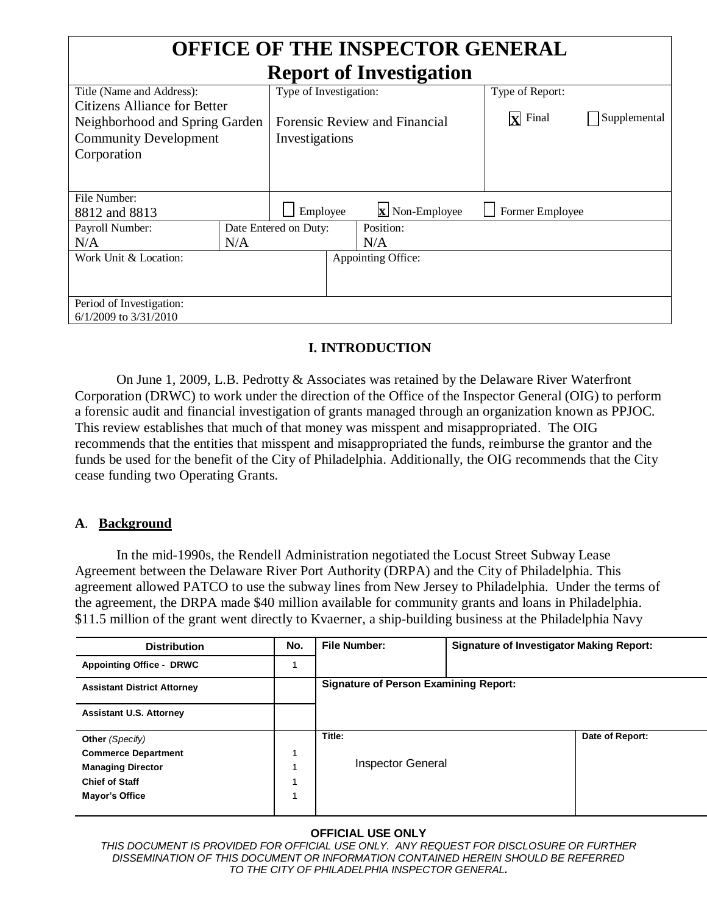# OFFICE OF THE INSPECTOR GENERAL
## Report of Investigation

| Title (Name and Address): | Type of Investigation: | Type of Report: |
|---|---|---|
| Citizens Alliance for Better Neighborhood and Spring Garden Community Development Corporation | Forensic Review and Financial Investigations | [X] Final [ ] Supplemental |

| File Number: | | |
|---|---|---|
| 8812 and 8813 | [ ] Employee [X] Non-Employee | [ ] Former Employee |

| Payroll Number: | Date Entered on Duty: | Position: |
|---|---|---|
| N/A | N/A | N/A |

| Work Unit & Location: | Appointing Office: |
|---|---|
| | |

| Period of Investigation: |
|---|
| 6/1/2009 to 3/31/2010 |

### I. INTRODUCTION

On June 1, 2009, L.B. Pedrotty & Associates was retained by the Delaware River Waterfront Corporation (DRWC) to work under the direction of the Office of the Inspector General (OIG) to perform a forensic audit and financial investigation of grants managed through an organization known as PPJOC. This review establishes that much of that money was misspent and misappropriated. The OIG recommends that the entities that misspent and misappropriated the funds, reimburse the grantor and the funds be used for the benefit of the City of Philadelphia. Additionally, the OIG recommends that the City cease funding two Operating Grants.

**A**. **Background**

In the mid-1990s, the Rendell Administration negotiated the Locust Street Subway Lease Agreement between the Delaware River Port Authority (DRPA) and the City of Philadelphia. This agreement allowed PATCO to use the subway lines from New Jersey to Philadelphia. Under the terms of the agreement, the DRPA made $40 million available for community grants and loans in Philadelphia. $11.5 million of the grant went directly to Kvaerner, a ship-building business at the Philadelphia Navy

| Distribution | No. | File Number: | Signature of Investigator Making Report: |
|---|---|---|---|
| Appointing Office - DRWC | 1 | | |
| Assistant District Attorney | | Signature of Person Examining Report: | |
| Assistant U.S. Attorney | | | |
| Other *(Specify)* | | Title: | Date of Report: |
| Commerce Department | 1 | Inspector General | |
| Managing Director | 1 | | |
| Chief of Staff | 1 | | |
| Mayor's Office | 1 | | |

**OFFICIAL USE ONLY**

*THIS DOCUMENT IS PROVIDED FOR OFFICIAL USE ONLY. ANY REQUEST FOR DISCLOSURE OR FURTHER DISSEMINATION OF THIS DOCUMENT OR INFORMATION CONTAINED HEREIN SHOULD BE REFERRED TO THE CITY OF PHILADELPHIA INSPECTOR GENERAL.*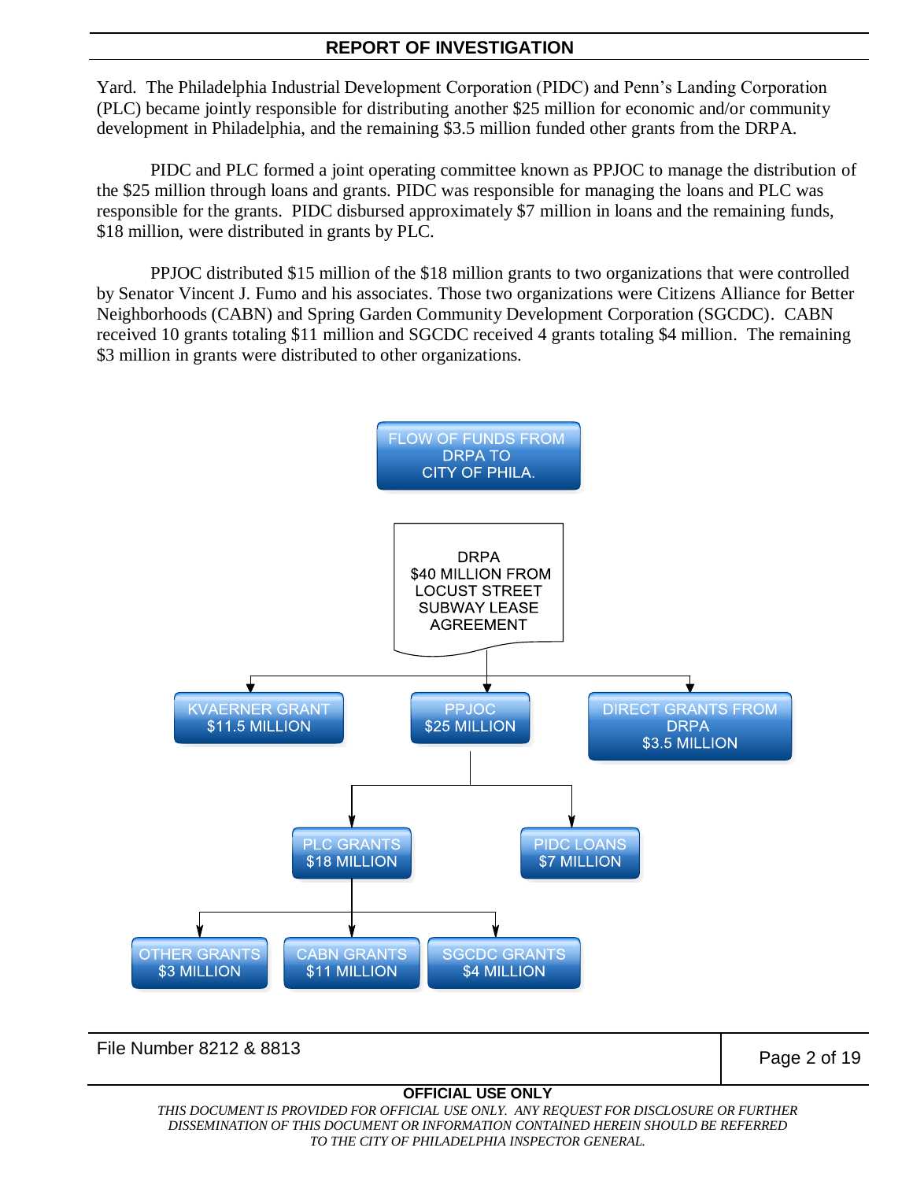Yard. The Philadelphia Industrial Development Corporation (PIDC) and Penn's Landing Corporation (PLC) became jointly responsible for distributing another $25 million for economic and/or community development in Philadelphia, and the remaining $3.5 million funded other grants from the DRPA.

PIDC and PLC formed a joint operating committee known as PPJOC to manage the distribution of the $25 million through loans and grants. PIDC was responsible for managing the loans and PLC was responsible for the grants. PIDC disbursed approximately $7 million in loans and the remaining funds, $18 million, were distributed in grants by PLC.

PPJOC distributed $15 million of the $18 million grants to two organizations that were controlled by Senator Vincent J. Fumo and his associates. Those two organizations were Citizens Alliance for Better Neighborhoods (CABN) and Spring Garden Community Development Corporation (SGCDC). CABN received 10 grants totaling $11 million and SGCDC received 4 grants totaling $4 million. The remaining $3 million in grants were distributed to other organizations.

**FLOW OF FUNDS FROM DRPA TO CITY OF PHILA.**

- DRPA $40 MILLION FROM LOCUST STREET SUBWAY LEASE AGREEMENT
  - KVAERNER GRANT $11.5 MILLION
  - PPJOC $25 MILLION
    - PLC GRANTS $18 MILLION
      - OTHER GRANTS $3 MILLION
      - CABN GRANTS $11 MILLION
      - SGCDC GRANTS $4 MILLION
    - PIDC LOANS $7 MILLION
  - DIRECT GRANTS FROM DRPA $3.5 MILLION

File Number 8212 & 8813

**OFFICIAL USE ONLY**

*THIS DOCUMENT IS PROVIDED FOR OFFICIAL USE ONLY. ANY REQUEST FOR DISCLOSURE OR FURTHER DISSEMINATION OF THIS DOCUMENT OR INFORMATION CONTAINED HEREIN SHOULD BE REFERRED TO THE CITY OF PHILADELPHIA INSPECTOR GENERAL.*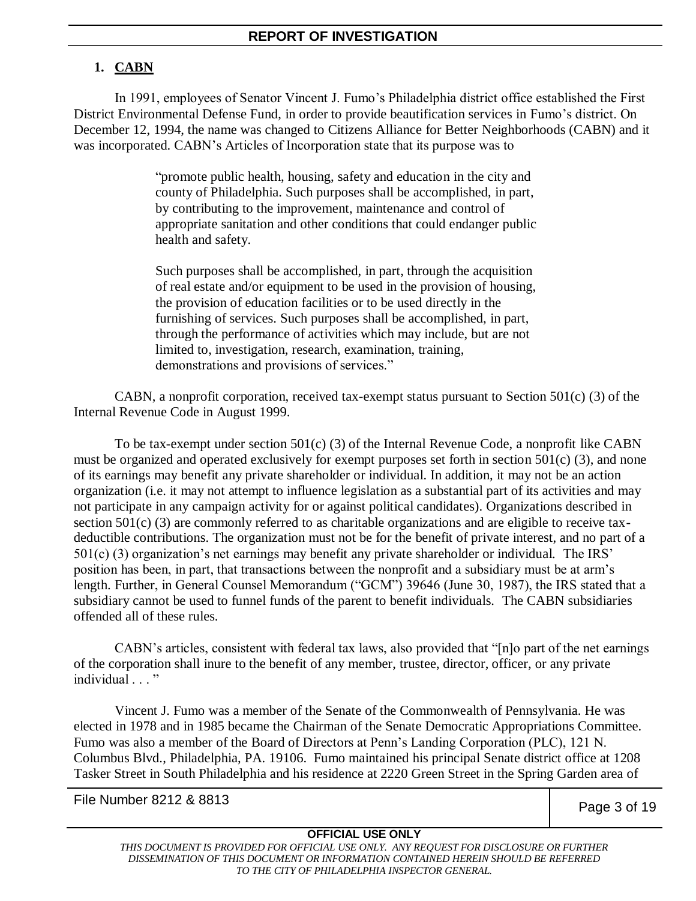## 1. CABN

In 1991, employees of Senator Vincent J. Fumo's Philadelphia district office established the First District Environmental Defense Fund, in order to provide beautification services in Fumo's district. On December 12, 1994, the name was changed to Citizens Alliance for Better Neighborhoods (CABN) and it was incorporated. CABN's Articles of Incorporation state that its purpose was to

> "promote public health, housing, safety and education in the city and county of Philadelphia. Such purposes shall be accomplished, in part, by contributing to the improvement, maintenance and control of appropriate sanitation and other conditions that could endanger public health and safety.
>
> Such purposes shall be accomplished, in part, through the acquisition of real estate and/or equipment to be used in the provision of housing, the provision of education facilities or to be used directly in the furnishing of services. Such purposes shall be accomplished, in part, through the performance of activities which may include, but are not limited to, investigation, research, examination, training, demonstrations and provisions of services."

CABN, a nonprofit corporation, received tax-exempt status pursuant to Section 501(c) (3) of the Internal Revenue Code in August 1999.

To be tax-exempt under section 501(c) (3) of the Internal Revenue Code, a nonprofit like CABN must be organized and operated exclusively for exempt purposes set forth in section 501(c) (3), and none of its earnings may benefit any private shareholder or individual. In addition, it may not be an action organization (i.e. it may not attempt to influence legislation as a substantial part of its activities and may not participate in any campaign activity for or against political candidates). Organizations described in section 501(c) (3) are commonly referred to as charitable organizations and are eligible to receive tax-deductible contributions. The organization must not be for the benefit of private interest, and no part of a 501(c) (3) organization's net earnings may benefit any private shareholder or individual. The IRS' position has been, in part, that transactions between the nonprofit and a subsidiary must be at arm's length. Further, in General Counsel Memorandum ("GCM") 39646 (June 30, 1987), the IRS stated that a subsidiary cannot be used to funnel funds of the parent to benefit individuals. The CABN subsidiaries offended all of these rules.

CABN's articles, consistent with federal tax laws, also provided that "[n]o part of the net earnings of the corporation shall inure to the benefit of any member, trustee, director, officer, or any private individual . . . "

Vincent J. Fumo was a member of the Senate of the Commonwealth of Pennsylvania. He was elected in 1978 and in 1985 became the Chairman of the Senate Democratic Appropriations Committee. Fumo was also a member of the Board of Directors at Penn's Landing Corporation (PLC), 121 N. Columbus Blvd., Philadelphia, PA. 19106. Fumo maintained his principal Senate district office at 1208 Tasker Street in South Philadelphia and his residence at 2220 Green Street in the Spring Garden area of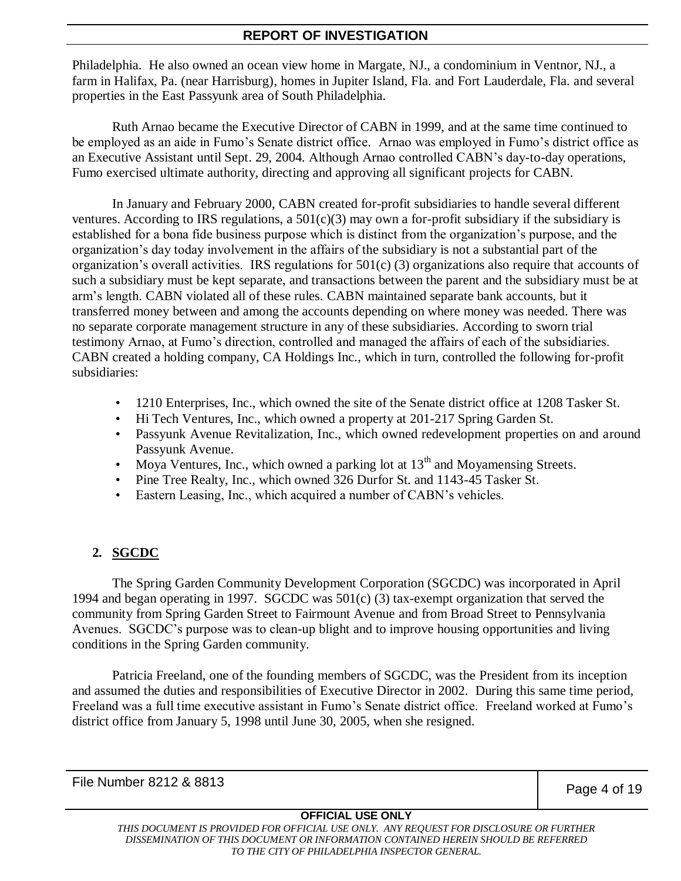Philadelphia. He also owned an ocean view home in Margate, NJ., a condominium in Ventnor, NJ., a farm in Halifax, Pa. (near Harrisburg), homes in Jupiter Island, Fla. and Fort Lauderdale, Fla. and several properties in the East Passyunk area of South Philadelphia.

Ruth Arnao became the Executive Director of CABN in 1999, and at the same time continued to be employed as an aide in Fumo's Senate district office. Arnao was employed in Fumo's district office as an Executive Assistant until Sept. 29, 2004. Although Arnao controlled CABN's day-to-day operations, Fumo exercised ultimate authority, directing and approving all significant projects for CABN.

In January and February 2000, CABN created for-profit subsidiaries to handle several different ventures. According to IRS regulations, a 501(c)(3) may own a for-profit subsidiary if the subsidiary is established for a bona fide business purpose which is distinct from the organization's purpose, and the organization's day today involvement in the affairs of the subsidiary is not a substantial part of the organization's overall activities. IRS regulations for 501(c) (3) organizations also require that accounts of such a subsidiary must be kept separate, and transactions between the parent and the subsidiary must be at arm's length. CABN violated all of these rules. CABN maintained separate bank accounts, but it transferred money between and among the accounts depending on where money was needed. There was no separate corporate management structure in any of these subsidiaries. According to sworn trial testimony Arnao, at Fumo's direction, controlled and managed the affairs of each of the subsidiaries. CABN created a holding company, CA Holdings Inc., which in turn, controlled the following for-profit subsidiaries:

- 1210 Enterprises, Inc., which owned the site of the Senate district office at 1208 Tasker St.
- Hi Tech Ventures, Inc., which owned a property at 201-217 Spring Garden St.
- Passyunk Avenue Revitalization, Inc., which owned redevelopment properties on and around Passyunk Avenue.
- Moya Ventures, Inc., which owned a parking lot at 13th and Moyamensing Streets.
- Pine Tree Realty, Inc., which owned 326 Durfor St. and 1143-45 Tasker St.
- Eastern Leasing, Inc., which acquired a number of CABN's vehicles.

## 2. SGCDC

The Spring Garden Community Development Corporation (SGCDC) was incorporated in April 1994 and began operating in 1997. SGCDC was 501(c) (3) tax-exempt organization that served the community from Spring Garden Street to Fairmount Avenue and from Broad Street to Pennsylvania Avenues. SGCDC's purpose was to clean-up blight and to improve housing opportunities and living conditions in the Spring Garden community.

Patricia Freeland, one of the founding members of SGCDC, was the President from its inception and assumed the duties and responsibilities of Executive Director in 2002. During this same time period, Freeland was a full time executive assistant in Fumo's Senate district office. Freeland worked at Fumo's district office from January 5, 1998 until June 30, 2005, when she resigned.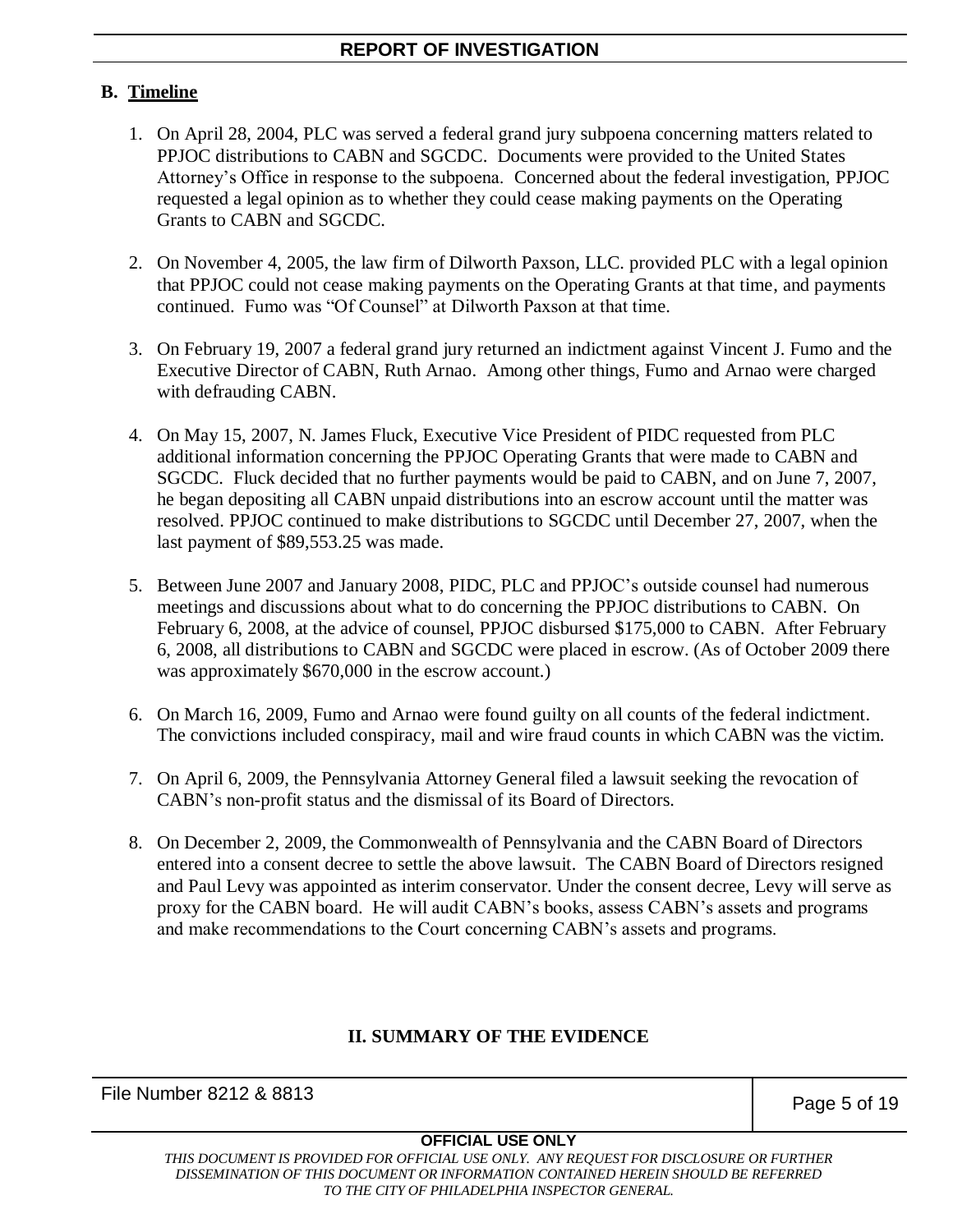## B. Timeline

1. On April 28, 2004, PLC was served a federal grand jury subpoena concerning matters related to PPJOC distributions to CABN and SGCDC. Documents were provided to the United States Attorney's Office in response to the subpoena. Concerned about the federal investigation, PPJOC requested a legal opinion as to whether they could cease making payments on the Operating Grants to CABN and SGCDC.

2. On November 4, 2005, the law firm of Dilworth Paxson, LLC. provided PLC with a legal opinion that PPJOC could not cease making payments on the Operating Grants at that time, and payments continued. Fumo was "Of Counsel" at Dilworth Paxson at that time.

3. On February 19, 2007 a federal grand jury returned an indictment against Vincent J. Fumo and the Executive Director of CABN, Ruth Arnao. Among other things, Fumo and Arnao were charged with defrauding CABN.

4. On May 15, 2007, N. James Fluck, Executive Vice President of PIDC requested from PLC additional information concerning the PPJOC Operating Grants that were made to CABN and SGCDC. Fluck decided that no further payments would be paid to CABN, and on June 7, 2007, he began depositing all CABN unpaid distributions into an escrow account until the matter was resolved. PPJOC continued to make distributions to SGCDC until December 27, 2007, when the last payment of $89,553.25 was made.

5. Between June 2007 and January 2008, PIDC, PLC and PPJOC's outside counsel had numerous meetings and discussions about what to do concerning the PPJOC distributions to CABN. On February 6, 2008, at the advice of counsel, PPJOC disbursed $175,000 to CABN. After February 6, 2008, all distributions to CABN and SGCDC were placed in escrow. (As of October 2009 there was approximately $670,000 in the escrow account.)

6. On March 16, 2009, Fumo and Arnao were found guilty on all counts of the federal indictment. The convictions included conspiracy, mail and wire fraud counts in which CABN was the victim.

7. On April 6, 2009, the Pennsylvania Attorney General filed a lawsuit seeking the revocation of CABN's non-profit status and the dismissal of its Board of Directors.

8. On December 2, 2009, the Commonwealth of Pennsylvania and the CABN Board of Directors entered into a consent decree to settle the above lawsuit. The CABN Board of Directors resigned and Paul Levy was appointed as interim conservator. Under the consent decree, Levy will serve as proxy for the CABN board. He will audit CABN's books, assess CABN's assets and programs and make recommendations to the Court concerning CABN's assets and programs.

## II. SUMMARY OF THE EVIDENCE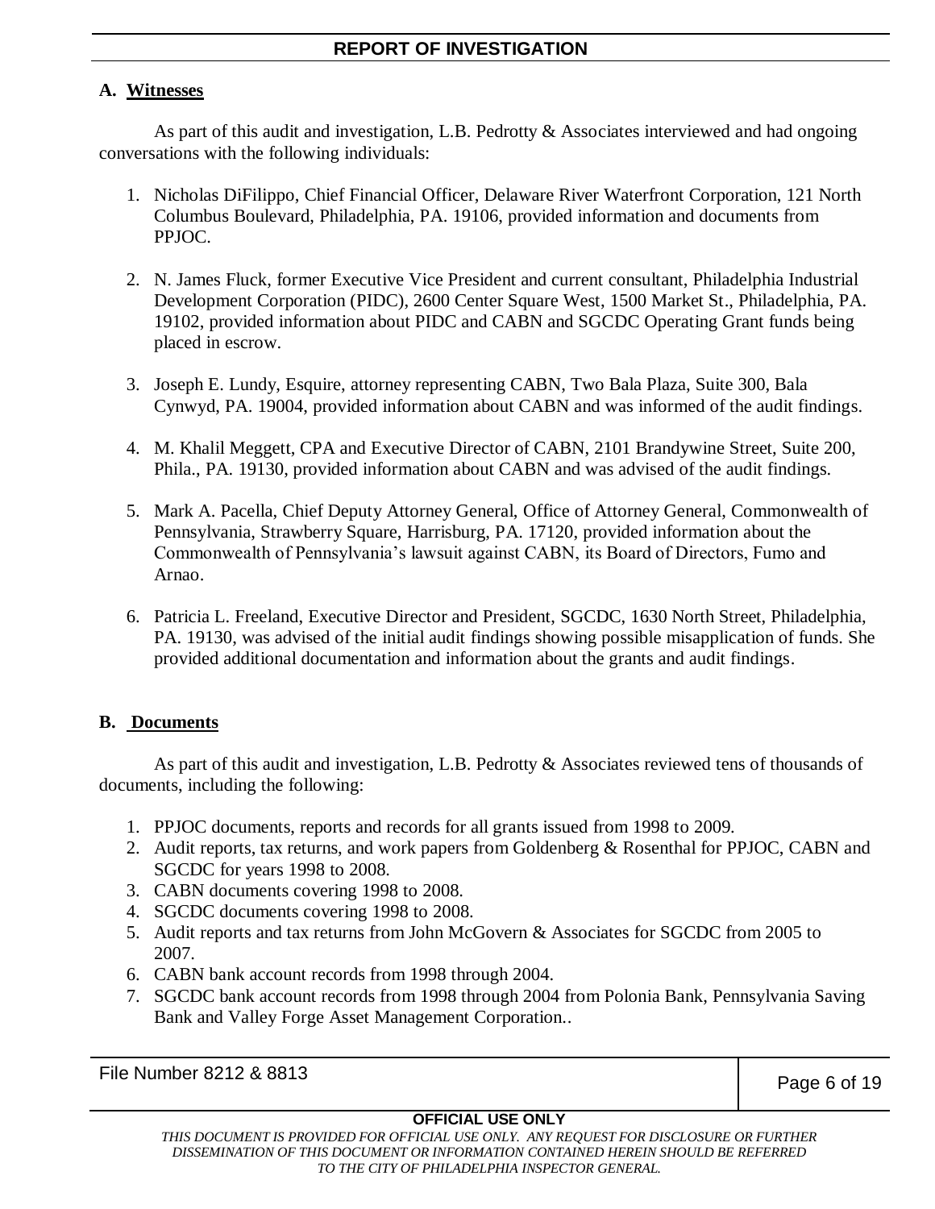## A. Witnesses

As part of this audit and investigation, L.B. Pedrotty & Associates interviewed and had ongoing conversations with the following individuals:

1. Nicholas DiFilippo, Chief Financial Officer, Delaware River Waterfront Corporation, 121 North Columbus Boulevard, Philadelphia, PA. 19106, provided information and documents from PPJOC.

2. N. James Fluck, former Executive Vice President and current consultant, Philadelphia Industrial Development Corporation (PIDC), 2600 Center Square West, 1500 Market St., Philadelphia, PA. 19102, provided information about PIDC and CABN and SGCDC Operating Grant funds being placed in escrow.

3. Joseph E. Lundy, Esquire, attorney representing CABN, Two Bala Plaza, Suite 300, Bala Cynwyd, PA. 19004, provided information about CABN and was informed of the audit findings.

4. M. Khalil Meggett, CPA and Executive Director of CABN, 2101 Brandywine Street, Suite 200, Phila., PA. 19130, provided information about CABN and was advised of the audit findings.

5. Mark A. Pacella, Chief Deputy Attorney General, Office of Attorney General, Commonwealth of Pennsylvania, Strawberry Square, Harrisburg, PA. 17120, provided information about the Commonwealth of Pennsylvania's lawsuit against CABN, its Board of Directors, Fumo and Arnao.

6. Patricia L. Freeland, Executive Director and President, SGCDC, 1630 North Street, Philadelphia, PA. 19130, was advised of the initial audit findings showing possible misapplication of funds. She provided additional documentation and information about the grants and audit findings.

## B. Documents

As part of this audit and investigation, L.B. Pedrotty & Associates reviewed tens of thousands of documents, including the following:

1. PPJOC documents, reports and records for all grants issued from 1998 to 2009.
2. Audit reports, tax returns, and work papers from Goldenberg & Rosenthal for PPJOC, CABN and SGCDC for years 1998 to 2008.
3. CABN documents covering 1998 to 2008.
4. SGCDC documents covering 1998 to 2008.
5. Audit reports and tax returns from John McGovern & Associates for SGCDC from 2005 to 2007.
6. CABN bank account records from 1998 through 2004.
7. SGCDC bank account records from 1998 through 2004 from Polonia Bank, Pennsylvania Saving Bank and Valley Forge Asset Management Corporation..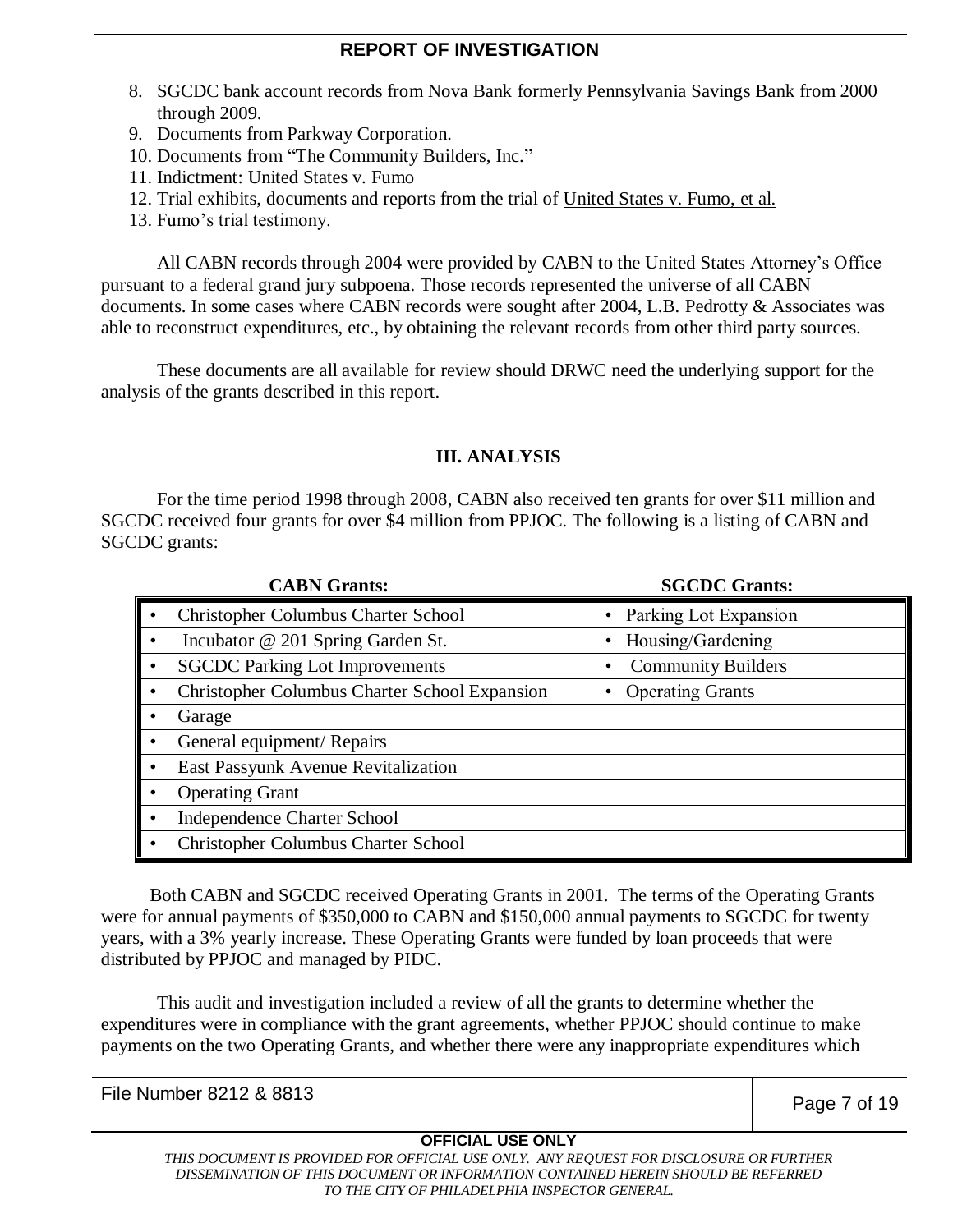8. SGCDC bank account records from Nova Bank formerly Pennsylvania Savings Bank from 2000 through 2009.
9. Documents from Parkway Corporation.
10. Documents from "The Community Builders, Inc."
11. Indictment: United States v. Fumo
12. Trial exhibits, documents and reports from the trial of United States v. Fumo, et al.
13. Fumo's trial testimony.

All CABN records through 2004 were provided by CABN to the United States Attorney's Office pursuant to a federal grand jury subpoena. Those records represented the universe of all CABN documents. In some cases where CABN records were sought after 2004, L.B. Pedrotty & Associates was able to reconstruct expenditures, etc., by obtaining the relevant records from other third party sources.

These documents are all available for review should DRWC need the underlying support for the analysis of the grants described in this report.

## III. ANALYSIS

For the time period 1998 through 2008, CABN also received ten grants for over $11 million and SGCDC received four grants for over $4 million from PPJOC. The following is a listing of CABN and SGCDC grants:

| CABN Grants: | SGCDC Grants: |
|---|---|
| • Christopher Columbus Charter School | • Parking Lot Expansion |
| • Incubator @ 201 Spring Garden St. | • Housing/Gardening |
| • SGCDC Parking Lot Improvements | • Community Builders |
| • Christopher Columbus Charter School Expansion | • Operating Grants |
| • Garage | |
| • General equipment/ Repairs | |
| • East Passyunk Avenue Revitalization | |
| • Operating Grant | |
| • Independence Charter School | |
| • Christopher Columbus Charter School | |

Both CABN and SGCDC received Operating Grants in 2001. The terms of the Operating Grants were for annual payments of $350,000 to CABN and $150,000 annual payments to SGCDC for twenty years, with a 3% yearly increase. These Operating Grants were funded by loan proceeds that were distributed by PPJOC and managed by PIDC.

This audit and investigation included a review of all the grants to determine whether the expenditures were in compliance with the grant agreements, whether PPJOC should continue to make payments on the two Operating Grants, and whether there were any inappropriate expenditures which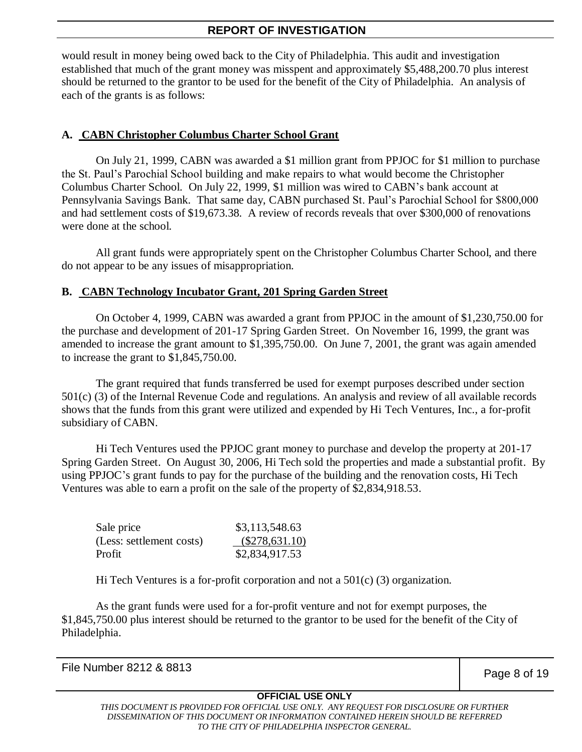would result in money being owed back to the City of Philadelphia. This audit and investigation established that much of the grant money was misspent and approximately $5,488,200.70 plus interest should be returned to the grantor to be used for the benefit of the City of Philadelphia. An analysis of each of the grants is as follows:

## A. CABN Christopher Columbus Charter School Grant

On July 21, 1999, CABN was awarded a $1 million grant from PPJOC for $1 million to purchase the St. Paul's Parochial School building and make repairs to what would become the Christopher Columbus Charter School. On July 22, 1999, $1 million was wired to CABN's bank account at Pennsylvania Savings Bank. That same day, CABN purchased St. Paul's Parochial School for $800,000 and had settlement costs of $19,673.38. A review of records reveals that over $300,000 of renovations were done at the school.

All grant funds were appropriately spent on the Christopher Columbus Charter School, and there do not appear to be any issues of misappropriation.

## B. CABN Technology Incubator Grant, 201 Spring Garden Street

On October 4, 1999, CABN was awarded a grant from PPJOC in the amount of $1,230,750.00 for the purchase and development of 201-17 Spring Garden Street. On November 16, 1999, the grant was amended to increase the grant amount to $1,395,750.00. On June 7, 2001, the grant was again amended to increase the grant to $1,845,750.00.

The grant required that funds transferred be used for exempt purposes described under section 501(c) (3) of the Internal Revenue Code and regulations. An analysis and review of all available records shows that the funds from this grant were utilized and expended by Hi Tech Ventures, Inc., a for-profit subsidiary of CABN.

Hi Tech Ventures used the PPJOC grant money to purchase and develop the property at 201-17 Spring Garden Street. On August 30, 2006, Hi Tech sold the properties and made a substantial profit. By using PPJOC's grant funds to pay for the purchase of the building and the renovation costs, Hi Tech Ventures was able to earn a profit on the sale of the property of $2,834,918.53.

| | |
|---|---|
| Sale price | $3,113,548.63 |
| (Less: settlement costs) | ($278,631.10) |
| Profit | $2,834,917.53 |

Hi Tech Ventures is a for-profit corporation and not a 501(c) (3) organization.

As the grant funds were used for a for-profit venture and not for exempt purposes, the $1,845,750.00 plus interest should be returned to the grantor to be used for the benefit of the City of Philadelphia.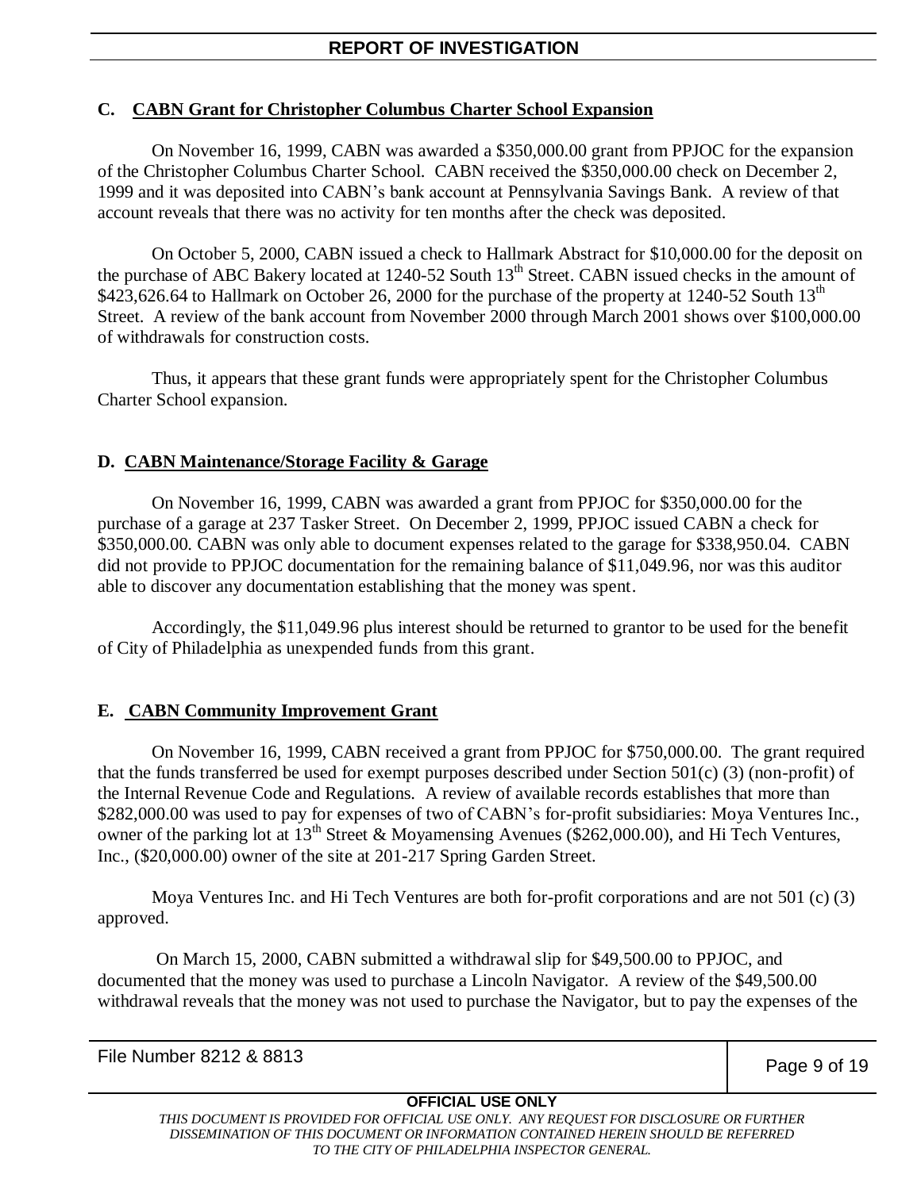### C. CABN Grant for Christopher Columbus Charter School Expansion

On November 16, 1999, CABN was awarded a $350,000.00 grant from PPJOC for the expansion of the Christopher Columbus Charter School. CABN received the $350,000.00 check on December 2, 1999 and it was deposited into CABN's bank account at Pennsylvania Savings Bank. A review of that account reveals that there was no activity for ten months after the check was deposited.

On October 5, 2000, CABN issued a check to Hallmark Abstract for $10,000.00 for the deposit on the purchase of ABC Bakery located at 1240-52 South 13th Street. CABN issued checks in the amount of $423,626.64 to Hallmark on October 26, 2000 for the purchase of the property at 1240-52 South 13th Street. A review of the bank account from November 2000 through March 2001 shows over $100,000.00 of withdrawals for construction costs.

Thus, it appears that these grant funds were appropriately spent for the Christopher Columbus Charter School expansion.

### D. CABN Maintenance/Storage Facility & Garage

On November 16, 1999, CABN was awarded a grant from PPJOC for $350,000.00 for the purchase of a garage at 237 Tasker Street. On December 2, 1999, PPJOC issued CABN a check for $350,000.00. CABN was only able to document expenses related to the garage for $338,950.04. CABN did not provide to PPJOC documentation for the remaining balance of $11,049.96, nor was this auditor able to discover any documentation establishing that the money was spent.

Accordingly, the $11,049.96 plus interest should be returned to grantor to be used for the benefit of City of Philadelphia as unexpended funds from this grant.

### E. CABN Community Improvement Grant

On November 16, 1999, CABN received a grant from PPJOC for $750,000.00. The grant required that the funds transferred be used for exempt purposes described under Section 501(c) (3) (non-profit) of the Internal Revenue Code and Regulations. A review of available records establishes that more than $282,000.00 was used to pay for expenses of two of CABN's for-profit subsidiaries: Moya Ventures Inc., owner of the parking lot at 13th Street & Moyamensing Avenues ($262,000.00), and Hi Tech Ventures, Inc., ($20,000.00) owner of the site at 201-217 Spring Garden Street.

Moya Ventures Inc. and Hi Tech Ventures are both for-profit corporations and are not 501 (c) (3) approved.

On March 15, 2000, CABN submitted a withdrawal slip for $49,500.00 to PPJOC, and documented that the money was used to purchase a Lincoln Navigator. A review of the $49,500.00 withdrawal reveals that the money was not used to purchase the Navigator, but to pay the expenses of the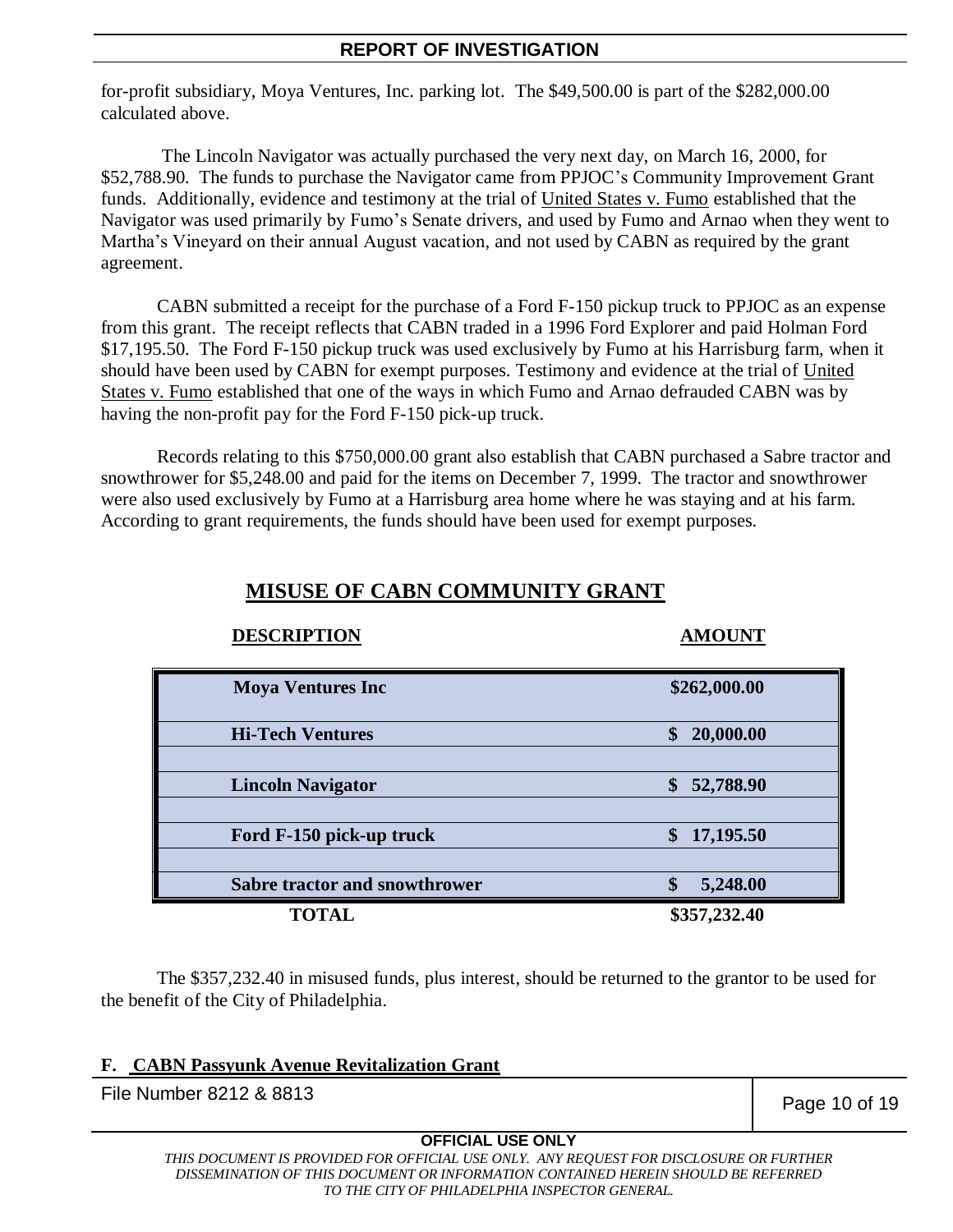for-profit subsidiary, Moya Ventures, Inc. parking lot. The $49,500.00 is part of the $282,000.00 calculated above.

The Lincoln Navigator was actually purchased the very next day, on March 16, 2000, for $52,788.90. The funds to purchase the Navigator came from PPJOC's Community Improvement Grant funds. Additionally, evidence and testimony at the trial of United States v. Fumo established that the Navigator was used primarily by Fumo's Senate drivers, and used by Fumo and Arnao when they went to Martha's Vineyard on their annual August vacation, and not used by CABN as required by the grant agreement.

CABN submitted a receipt for the purchase of a Ford F-150 pickup truck to PPJOC as an expense from this grant. The receipt reflects that CABN traded in a 1996 Ford Explorer and paid Holman Ford $17,195.50. The Ford F-150 pickup truck was used exclusively by Fumo at his Harrisburg farm, when it should have been used by CABN for exempt purposes. Testimony and evidence at the trial of United States v. Fumo established that one of the ways in which Fumo and Arnao defrauded CABN was by having the non-profit pay for the Ford F-150 pick-up truck.

Records relating to this $750,000.00 grant also establish that CABN purchased a Sabre tractor and snowthrower for $5,248.00 and paid for the items on December 7, 1999. The tractor and snowthrower were also used exclusively by Fumo at a Harrisburg area home where he was staying and at his farm. According to grant requirements, the funds should have been used for exempt purposes.

## MISUSE OF CABN COMMUNITY GRANT

| DESCRIPTION | AMOUNT |
|---|---|
| **Moya Ventures Inc** | **$262,000.00** |
| **Hi-Tech Ventures** | **$ 20,000.00** |
| **Lincoln Navigator** | **$ 52,788.90** |
| **Ford F-150 pick-up truck** | **$ 17,195.50** |
| **Sabre tractor and snowthrower** | **$ 5,248.00** |
| **TOTAL** | **$357,232.40** |

The $357,232.40 in misused funds, plus interest, should be returned to the grantor to be used for the benefit of the City of Philadelphia.

### F. CABN Passyunk Avenue Revitalization Grant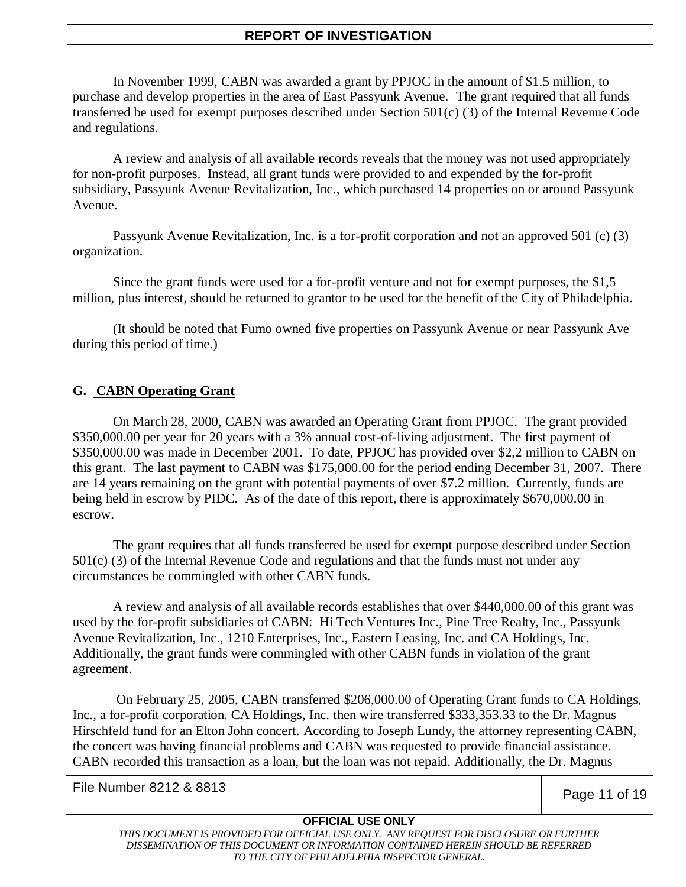In November 1999, CABN was awarded a grant by PPJOC in the amount of $1.5 million, to purchase and develop properties in the area of East Passyunk Avenue. The grant required that all funds transferred be used for exempt purposes described under Section 501(c) (3) of the Internal Revenue Code and regulations.

A review and analysis of all available records reveals that the money was not used appropriately for non-profit purposes. Instead, all grant funds were provided to and expended by the for-profit subsidiary, Passyunk Avenue Revitalization, Inc., which purchased 14 properties on or around Passyunk Avenue.

Passyunk Avenue Revitalization, Inc. is a for-profit corporation and not an approved 501 (c) (3) organization.

Since the grant funds were used for a for-profit venture and not for exempt purposes, the $1,5 million, plus interest, should be returned to grantor to be used for the benefit of the City of Philadelphia.

(It should be noted that Fumo owned five properties on Passyunk Avenue or near Passyunk Ave during this period of time.)

**G. <u>CABN Operating Grant</u>**

On March 28, 2000, CABN was awarded an Operating Grant from PPJOC. The grant provided $350,000.00 per year for 20 years with a 3% annual cost-of-living adjustment. The first payment of $350,000.00 was made in December 2001. To date, PPJOC has provided over $2,2 million to CABN on this grant. The last payment to CABN was $175,000.00 for the period ending December 31, 2007. There are 14 years remaining on the grant with potential payments of over $7.2 million. Currently, funds are being held in escrow by PIDC. As of the date of this report, there is approximately $670,000.00 in escrow.

The grant requires that all funds transferred be used for exempt purpose described under Section 501(c) (3) of the Internal Revenue Code and regulations and that the funds must not under any circumstances be commingled with other CABN funds.

A review and analysis of all available records establishes that over $440,000.00 of this grant was used by the for-profit subsidiaries of CABN: Hi Tech Ventures Inc., Pine Tree Realty, Inc., Passyunk Avenue Revitalization, Inc., 1210 Enterprises, Inc., Eastern Leasing, Inc. and CA Holdings, Inc. Additionally, the grant funds were commingled with other CABN funds in violation of the grant agreement.

On February 25, 2005, CABN transferred $206,000.00 of Operating Grant funds to CA Holdings, Inc., a for-profit corporation. CA Holdings, Inc. then wire transferred $333,353.33 to the Dr. Magnus Hirschfeld fund for an Elton John concert. According to Joseph Lundy, the attorney representing CABN, the concert was having financial problems and CABN was requested to provide financial assistance. CABN recorded this transaction as a loan, but the loan was not repaid. Additionally, the Dr. Magnus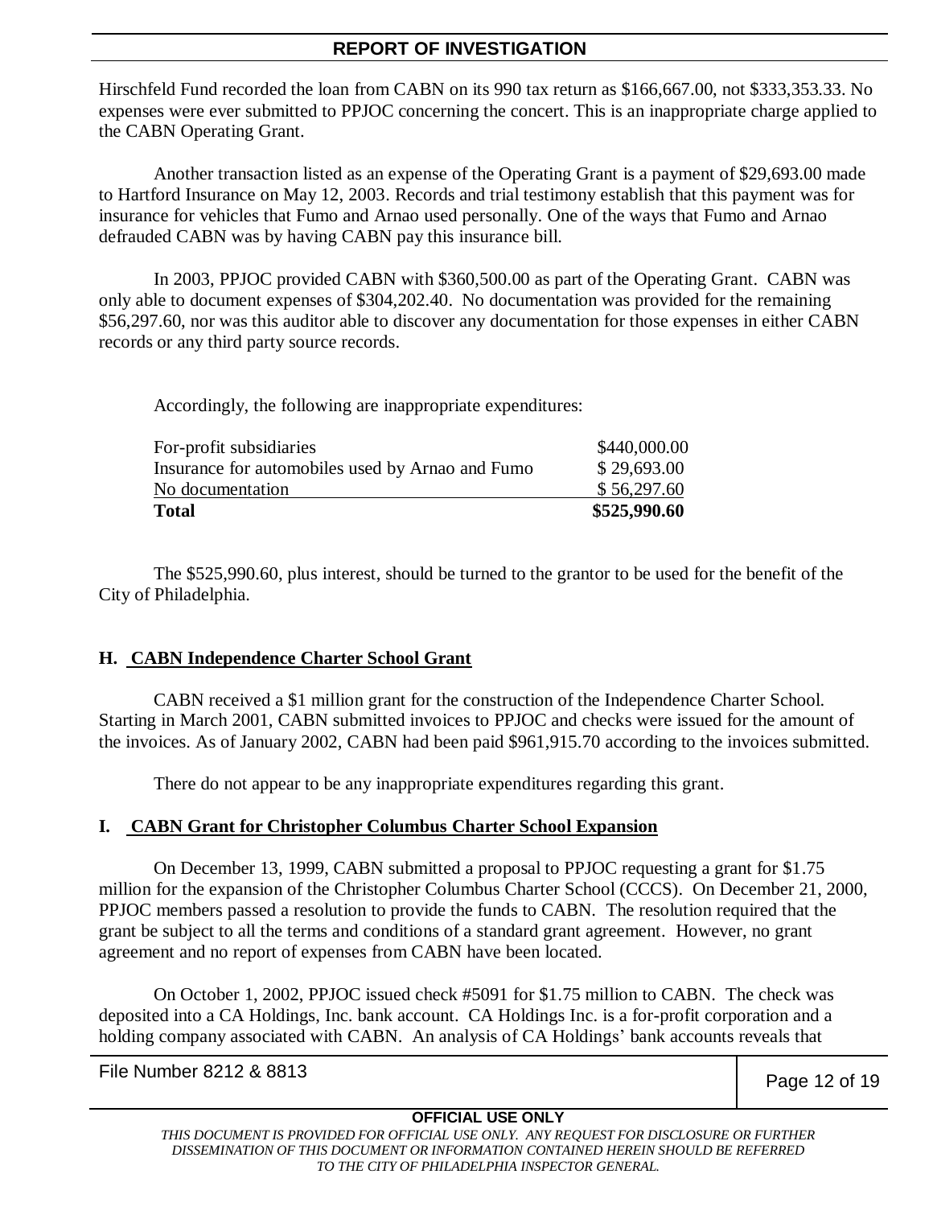Hirschfeld Fund recorded the loan from CABN on its 990 tax return as $166,667.00, not $333,353.33. No expenses were ever submitted to PPJOC concerning the concert. This is an inappropriate charge applied to the CABN Operating Grant.

Another transaction listed as an expense of the Operating Grant is a payment of $29,693.00 made to Hartford Insurance on May 12, 2003. Records and trial testimony establish that this payment was for insurance for vehicles that Fumo and Arnao used personally. One of the ways that Fumo and Arnao defrauded CABN was by having CABN pay this insurance bill.

In 2003, PPJOC provided CABN with $360,500.00 as part of the Operating Grant. CABN was only able to document expenses of $304,202.40. No documentation was provided for the remaining $56,297.60, nor was this auditor able to discover any documentation for those expenses in either CABN records or any third party source records.

Accordingly, the following are inappropriate expenditures:

| | |
|---|---|
| For-profit subsidiaries | $440,000.00 |
| Insurance for automobiles used by Arnao and Fumo | $ 29,693.00 |
| No documentation | $ 56,297.60 |
| **Total** | **$525,990.60** |

The $525,990.60, plus interest, should be turned to the grantor to be used for the benefit of the City of Philadelphia.

## H. CABN Independence Charter School Grant

CABN received a $1 million grant for the construction of the Independence Charter School. Starting in March 2001, CABN submitted invoices to PPJOC and checks were issued for the amount of the invoices. As of January 2002, CABN had been paid $961,915.70 according to the invoices submitted.

There do not appear to be any inappropriate expenditures regarding this grant.

## I. CABN Grant for Christopher Columbus Charter School Expansion

On December 13, 1999, CABN submitted a proposal to PPJOC requesting a grant for $1.75 million for the expansion of the Christopher Columbus Charter School (CCCS). On December 21, 2000, PPJOC members passed a resolution to provide the funds to CABN. The resolution required that the grant be subject to all the terms and conditions of a standard grant agreement. However, no grant agreement and no report of expenses from CABN have been located.

On October 1, 2002, PPJOC issued check #5091 for $1.75 million to CABN. The check was deposited into a CA Holdings, Inc. bank account. CA Holdings Inc. is a for-profit corporation and a holding company associated with CABN. An analysis of CA Holdings' bank accounts reveals that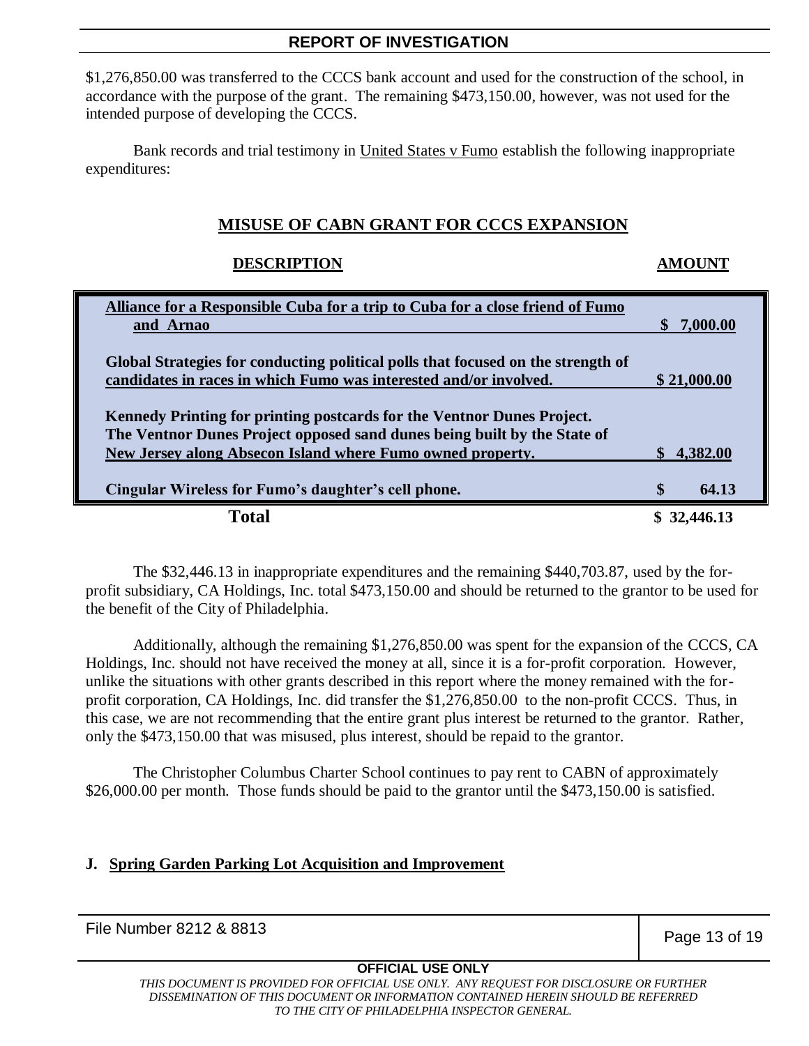$1,276,850.00 was transferred to the CCCS bank account and used for the construction of the school, in accordance with the purpose of the grant. The remaining $473,150.00, however, was not used for the intended purpose of developing the CCCS.

Bank records and trial testimony in United States v Fumo establish the following inappropriate expenditures:

## MISUSE OF CABN GRANT FOR CCCS EXPANSION

| DESCRIPTION | AMOUNT |
|---|---|
| **Alliance for a Responsible Cuba for a trip to Cuba for a close friend of Fumo and Arnao** | **$ 7,000.00** |
| **Global Strategies for conducting political polls that focused on the strength of candidates in races in which Fumo was interested and/or involved.** | **$ 21,000.00** |
| **Kennedy Printing for printing postcards for the Ventnor Dunes Project. The Ventnor Dunes Project opposed sand dunes being built by the State of New Jersey along Absecon Island where Fumo owned property.** | **$ 4,382.00** |
| **Cingular Wireless for Fumo's daughter's cell phone.** | **$ 64.13** |
| **Total** | **$ 32,446.13** |

The $32,446.13 in inappropriate expenditures and the remaining $440,703.87, used by the for-profit subsidiary, CA Holdings, Inc. total $473,150.00 and should be returned to the grantor to be used for the benefit of the City of Philadelphia.

Additionally, although the remaining $1,276,850.00 was spent for the expansion of the CCCS, CA Holdings, Inc. should not have received the money at all, since it is a for-profit corporation. However, unlike the situations with other grants described in this report where the money remained with the for-profit corporation, CA Holdings, Inc. did transfer the $1,276,850.00 to the non-profit CCCS. Thus, in this case, we are not recommending that the entire grant plus interest be returned to the grantor. Rather, only the $473,150.00 that was misused, plus interest, should be repaid to the grantor.

The Christopher Columbus Charter School continues to pay rent to CABN of approximately $26,000.00 per month. Those funds should be paid to the grantor until the $473,150.00 is satisfied.

### J. Spring Garden Parking Lot Acquisition and Improvement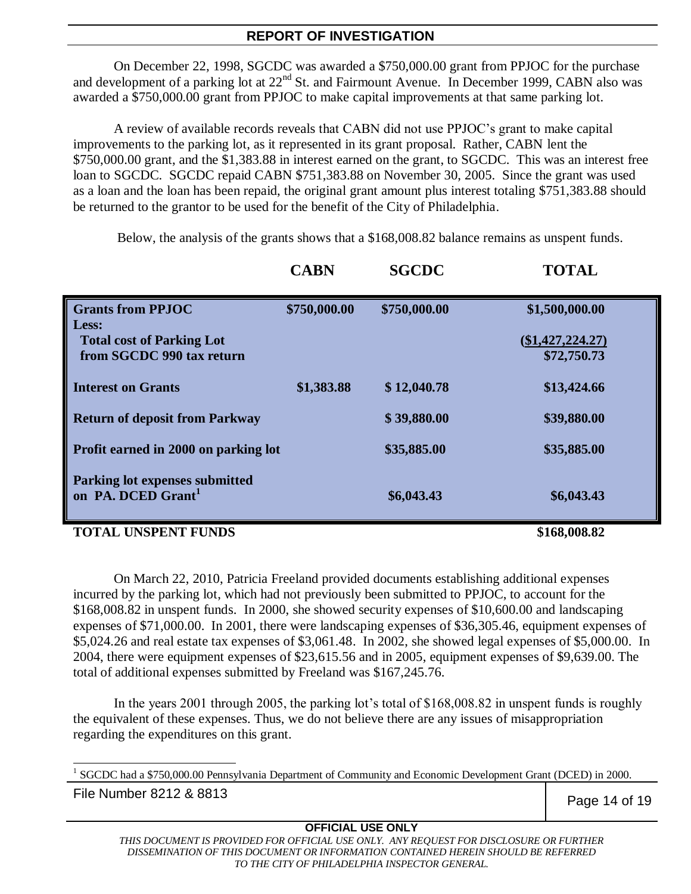## REPORT OF INVESTIGATION

On December 22, 1998, SGCDC was awarded a $750,000.00 grant from PPJOC for the purchase and development of a parking lot at 22nd St. and Fairmount Avenue. In December 1999, CABN also was awarded a $750,000.00 grant from PPJOC to make capital improvements at that same parking lot.

A review of available records reveals that CABN did not use PPJOC's grant to make capital improvements to the parking lot, as it represented in its grant proposal. Rather, CABN lent the $750,000.00 grant, and the $1,383.88 in interest earned on the grant, to SGCDC. This was an interest free loan to SGCDC. SGCDC repaid CABN $751,383.88 on November 30, 2005. Since the grant was used as a loan and the loan has been repaid, the original grant amount plus interest totaling $751,383.88 should be returned to the grantor to be used for the benefit of the City of Philadelphia.

Below, the analysis of the grants shows that a $168,008.82 balance remains as unspent funds.

| | **CABN** | **SGCDC** | **TOTAL** |
|---|---|---|---|
| **Grants from PPJOC** | **$750,000.00** | **$750,000.00** | **$1,500,000.00** |
| **Less:** | | | |
| **Total cost of Parking Lot from SGCDC 990 tax return** | | | **($1,427,224.27)** |
| | | | **$72,750.73** |
| **Interest on Grants** | **$1,383.88** | **$ 12,040.78** | **$13,424.66** |
| **Return of deposit from Parkway** | | **$ 39,880.00** | **$39,880.00** |
| **Profit earned in 2000 on parking lot** | | **$35,885.00** | **$35,885.00** |
| **Parking lot expenses submitted on PA. DCED Grant[1]** | | **$6,043.43** | **$6,043.43** |
| **TOTAL UNSPENT FUNDS** | | | **$168,008.82** |

On March 22, 2010, Patricia Freeland provided documents establishing additional expenses incurred by the parking lot, which had not previously been submitted to PPJOC, to account for the $168,008.82 in unspent funds. In 2000, she showed security expenses of $10,600.00 and landscaping expenses of $71,000.00. In 2001, there were landscaping expenses of $36,305.46, equipment expenses of $5,024.26 and real estate tax expenses of $3,061.48. In 2002, she showed legal expenses of $5,000.00. In 2004, there were equipment expenses of $23,615.56 and in 2005, equipment expenses of $9,639.00. The total of additional expenses submitted by Freeland was $167,245.76.

In the years 2001 through 2005, the parking lot's total of $168,008.82 in unspent funds is roughly the equivalent of these expenses. Thus, we do not believe there are any issues of misappropriation regarding the expenditures on this grant.

[1] SGCDC had a $750,000.00 Pennsylvania Department of Community and Economic Development Grant (DCED) in 2000.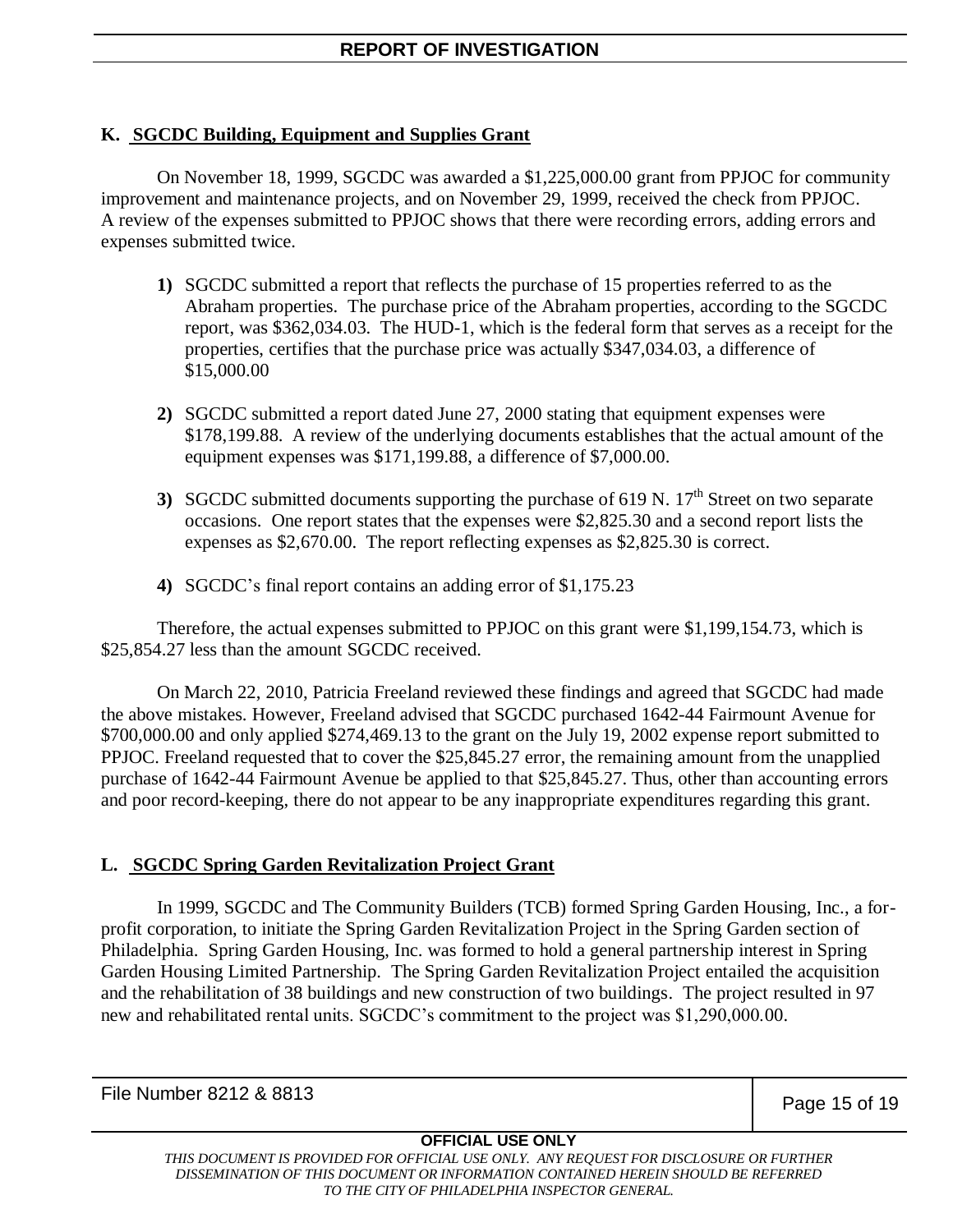### K. SGCDC Building, Equipment and Supplies Grant

On November 18, 1999, SGCDC was awarded a $1,225,000.00 grant from PPJOC for community improvement and maintenance projects, and on November 29, 1999, received the check from PPJOC. A review of the expenses submitted to PPJOC shows that there were recording errors, adding errors and expenses submitted twice.

1) SGCDC submitted a report that reflects the purchase of 15 properties referred to as the Abraham properties. The purchase price of the Abraham properties, according to the SGCDC report, was $362,034.03. The HUD-1, which is the federal form that serves as a receipt for the properties, certifies that the purchase price was actually $347,034.03, a difference of $15,000.00

2) SGCDC submitted a report dated June 27, 2000 stating that equipment expenses were $178,199.88. A review of the underlying documents establishes that the actual amount of the equipment expenses was $171,199.88, a difference of $7,000.00.

3) SGCDC submitted documents supporting the purchase of 619 N. 17th Street on two separate occasions. One report states that the expenses were $2,825.30 and a second report lists the expenses as $2,670.00. The report reflecting expenses as $2,825.30 is correct.

4) SGCDC's final report contains an adding error of $1,175.23

Therefore, the actual expenses submitted to PPJOC on this grant were $1,199,154.73, which is $25,854.27 less than the amount SGCDC received.

On March 22, 2010, Patricia Freeland reviewed these findings and agreed that SGCDC had made the above mistakes. However, Freeland advised that SGCDC purchased 1642-44 Fairmount Avenue for $700,000.00 and only applied $274,469.13 to the grant on the July 19, 2002 expense report submitted to PPJOC. Freeland requested that to cover the $25,845.27 error, the remaining amount from the unapplied purchase of 1642-44 Fairmount Avenue be applied to that $25,845.27. Thus, other than accounting errors and poor record-keeping, there do not appear to be any inappropriate expenditures regarding this grant.

### L. SGCDC Spring Garden Revitalization Project Grant

In 1999, SGCDC and The Community Builders (TCB) formed Spring Garden Housing, Inc., a for-profit corporation, to initiate the Spring Garden Revitalization Project in the Spring Garden section of Philadelphia. Spring Garden Housing, Inc. was formed to hold a general partnership interest in Spring Garden Housing Limited Partnership. The Spring Garden Revitalization Project entailed the acquisition and the rehabilitation of 38 buildings and new construction of two buildings. The project resulted in 97 new and rehabilitated rental units. SGCDC's commitment to the project was $1,290,000.00.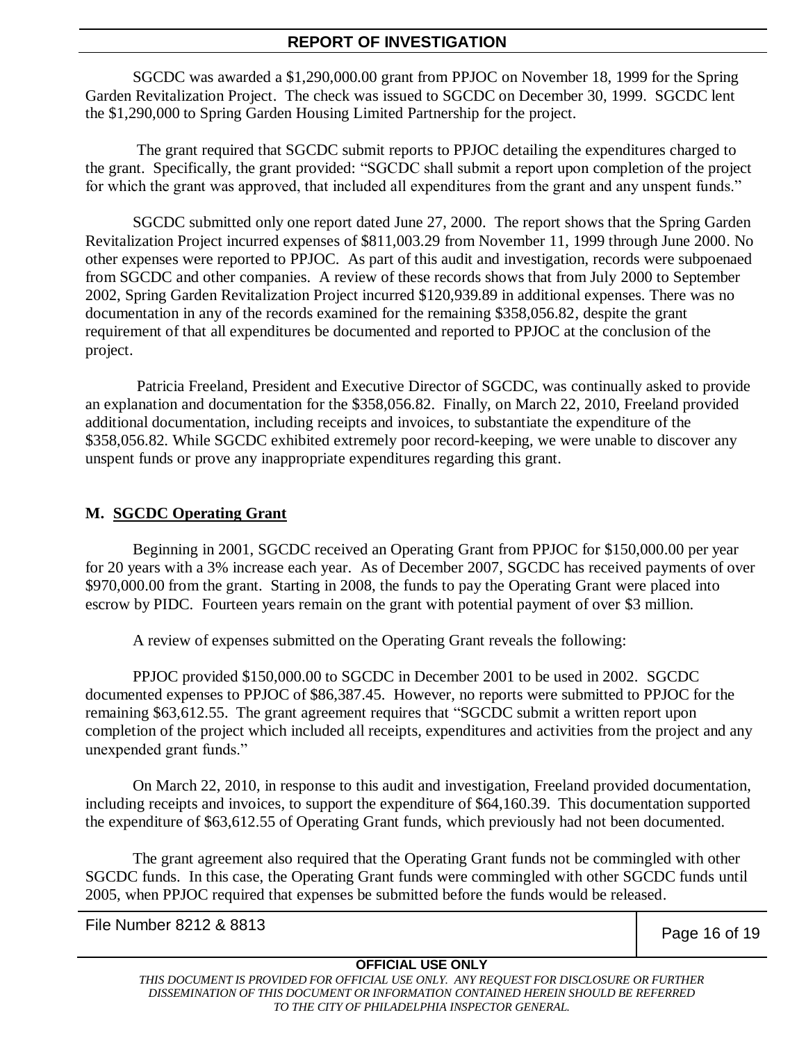SGCDC was awarded a $1,290,000.00 grant from PPJOC on November 18, 1999 for the Spring Garden Revitalization Project. The check was issued to SGCDC on December 30, 1999. SGCDC lent the $1,290,000 to Spring Garden Housing Limited Partnership for the project.

The grant required that SGCDC submit reports to PPJOC detailing the expenditures charged to the grant. Specifically, the grant provided: "SGCDC shall submit a report upon completion of the project for which the grant was approved, that included all expenditures from the grant and any unspent funds."

SGCDC submitted only one report dated June 27, 2000. The report shows that the Spring Garden Revitalization Project incurred expenses of $811,003.29 from November 11, 1999 through June 2000. No other expenses were reported to PPJOC. As part of this audit and investigation, records were subpoenaed from SGCDC and other companies. A review of these records shows that from July 2000 to September 2002, Spring Garden Revitalization Project incurred $120,939.89 in additional expenses. There was no documentation in any of the records examined for the remaining $358,056.82, despite the grant requirement of that all expenditures be documented and reported to PPJOC at the conclusion of the project.

Patricia Freeland, President and Executive Director of SGCDC, was continually asked to provide an explanation and documentation for the $358,056.82. Finally, on March 22, 2010, Freeland provided additional documentation, including receipts and invoices, to substantiate the expenditure of the $358,056.82. While SGCDC exhibited extremely poor record-keeping, we were unable to discover any unspent funds or prove any inappropriate expenditures regarding this grant.

### M. SGCDC Operating Grant

Beginning in 2001, SGCDC received an Operating Grant from PPJOC for $150,000.00 per year for 20 years with a 3% increase each year. As of December 2007, SGCDC has received payments of over $970,000.00 from the grant. Starting in 2008, the funds to pay the Operating Grant were placed into escrow by PIDC. Fourteen years remain on the grant with potential payment of over $3 million.

A review of expenses submitted on the Operating Grant reveals the following:

PPJOC provided $150,000.00 to SGCDC in December 2001 to be used in 2002. SGCDC documented expenses to PPJOC of $86,387.45. However, no reports were submitted to PPJOC for the remaining $63,612.55. The grant agreement requires that "SGCDC submit a written report upon completion of the project which included all receipts, expenditures and activities from the project and any unexpended grant funds."

On March 22, 2010, in response to this audit and investigation, Freeland provided documentation, including receipts and invoices, to support the expenditure of $64,160.39. This documentation supported the expenditure of $63,612.55 of Operating Grant funds, which previously had not been documented.

The grant agreement also required that the Operating Grant funds not be commingled with other SGCDC funds. In this case, the Operating Grant funds were commingled with other SGCDC funds until 2005, when PPJOC required that expenses be submitted before the funds would be released.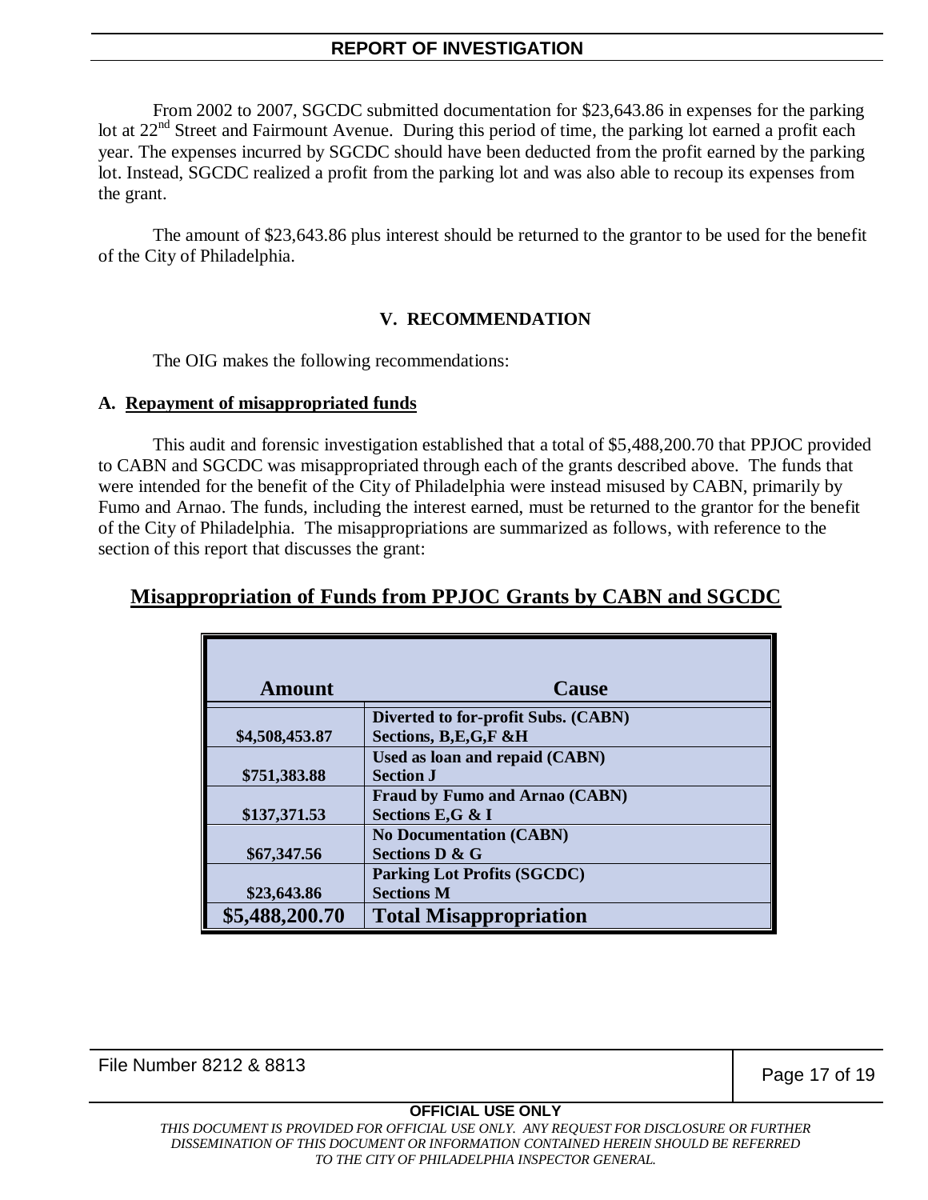From 2002 to 2007, SGCDC submitted documentation for $23,643.86 in expenses for the parking lot at 22nd Street and Fairmount Avenue. During this period of time, the parking lot earned a profit each year. The expenses incurred by SGCDC should have been deducted from the profit earned by the parking lot. Instead, SGCDC realized a profit from the parking lot and was also able to recoup its expenses from the grant.

The amount of $23,643.86 plus interest should be returned to the grantor to be used for the benefit of the City of Philadelphia.

## V. RECOMMENDATION

The OIG makes the following recommendations:

### A. Repayment of misappropriated funds

This audit and forensic investigation established that a total of $5,488,200.70 that PPJOC provided to CABN and SGCDC was misappropriated through each of the grants described above. The funds that were intended for the benefit of the City of Philadelphia were instead misused by CABN, primarily by Fumo and Arnao. The funds, including the interest earned, must be returned to the grantor for the benefit of the City of Philadelphia. The misappropriations are summarized as follows, with reference to the section of this report that discusses the grant:

**Misappropriation of Funds from PPJOC Grants by CABN and SGCDC**

| Amount | Cause |
|---|---|
| $4,508,453.87 | Diverted to for-profit Subs. (CABN) Sections, B,E,G,F &H |
| $751,383.88 | Used as loan and repaid (CABN) Section J |
| $137,371.53 | Fraud by Fumo and Arnao (CABN) Sections E,G & I |
| $67,347.56 | No Documentation (CABN) Sections D & G |
| $23,643.86 | Parking Lot Profits (SGCDC) Sections M |
| **$5,488,200.70** | **Total Misappropriation** |

File Number 8212 & 8813

**OFFICIAL USE ONLY**

*THIS DOCUMENT IS PROVIDED FOR OFFICIAL USE ONLY. ANY REQUEST FOR DISCLOSURE OR FURTHER DISSEMINATION OF THIS DOCUMENT OR INFORMATION CONTAINED HEREIN SHOULD BE REFERRED TO THE CITY OF PHILADELPHIA INSPECTOR GENERAL.*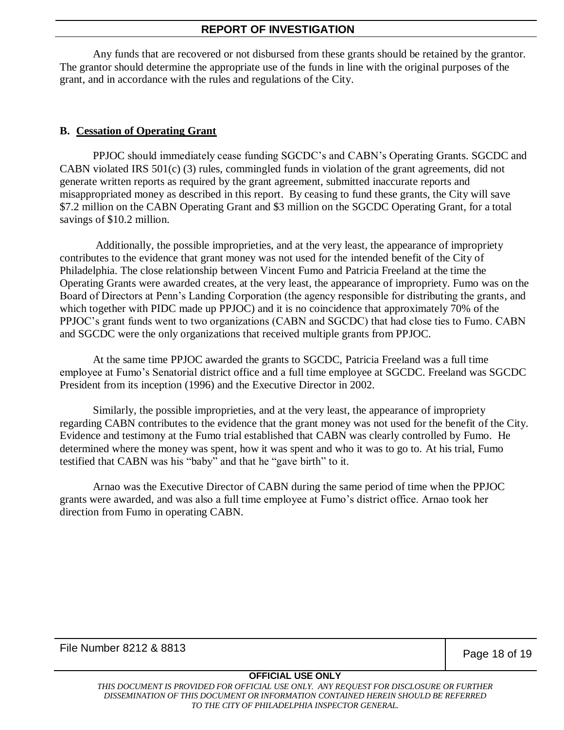Any funds that are recovered or not disbursed from these grants should be retained by the grantor. The grantor should determine the appropriate use of the funds in line with the original purposes of the grant, and in accordance with the rules and regulations of the City.

**B. Cessation of Operating Grant**

PPJOC should immediately cease funding SGCDC's and CABN's Operating Grants. SGCDC and CABN violated IRS 501(c) (3) rules, commingled funds in violation of the grant agreements, did not generate written reports as required by the grant agreement, submitted inaccurate reports and misappropriated money as described in this report. By ceasing to fund these grants, the City will save $7.2 million on the CABN Operating Grant and $3 million on the SGCDC Operating Grant, for a total savings of $10.2 million.

Additionally, the possible improprieties, and at the very least, the appearance of impropriety contributes to the evidence that grant money was not used for the intended benefit of the City of Philadelphia. The close relationship between Vincent Fumo and Patricia Freeland at the time the Operating Grants were awarded creates, at the very least, the appearance of impropriety. Fumo was on the Board of Directors at Penn's Landing Corporation (the agency responsible for distributing the grants, and which together with PIDC made up PPJOC) and it is no coincidence that approximately 70% of the PPJOC's grant funds went to two organizations (CABN and SGCDC) that had close ties to Fumo. CABN and SGCDC were the only organizations that received multiple grants from PPJOC.

At the same time PPJOC awarded the grants to SGCDC, Patricia Freeland was a full time employee at Fumo's Senatorial district office and a full time employee at SGCDC. Freeland was SGCDC President from its inception (1996) and the Executive Director in 2002.

Similarly, the possible improprieties, and at the very least, the appearance of impropriety regarding CABN contributes to the evidence that the grant money was not used for the benefit of the City. Evidence and testimony at the Fumo trial established that CABN was clearly controlled by Fumo. He determined where the money was spent, how it was spent and who it was to go to. At his trial, Fumo testified that CABN was his "baby" and that he "gave birth" to it.

Arnao was the Executive Director of CABN during the same period of time when the PPJOC grants were awarded, and was also a full time employee at Fumo's district office. Arnao took her direction from Fumo in operating CABN.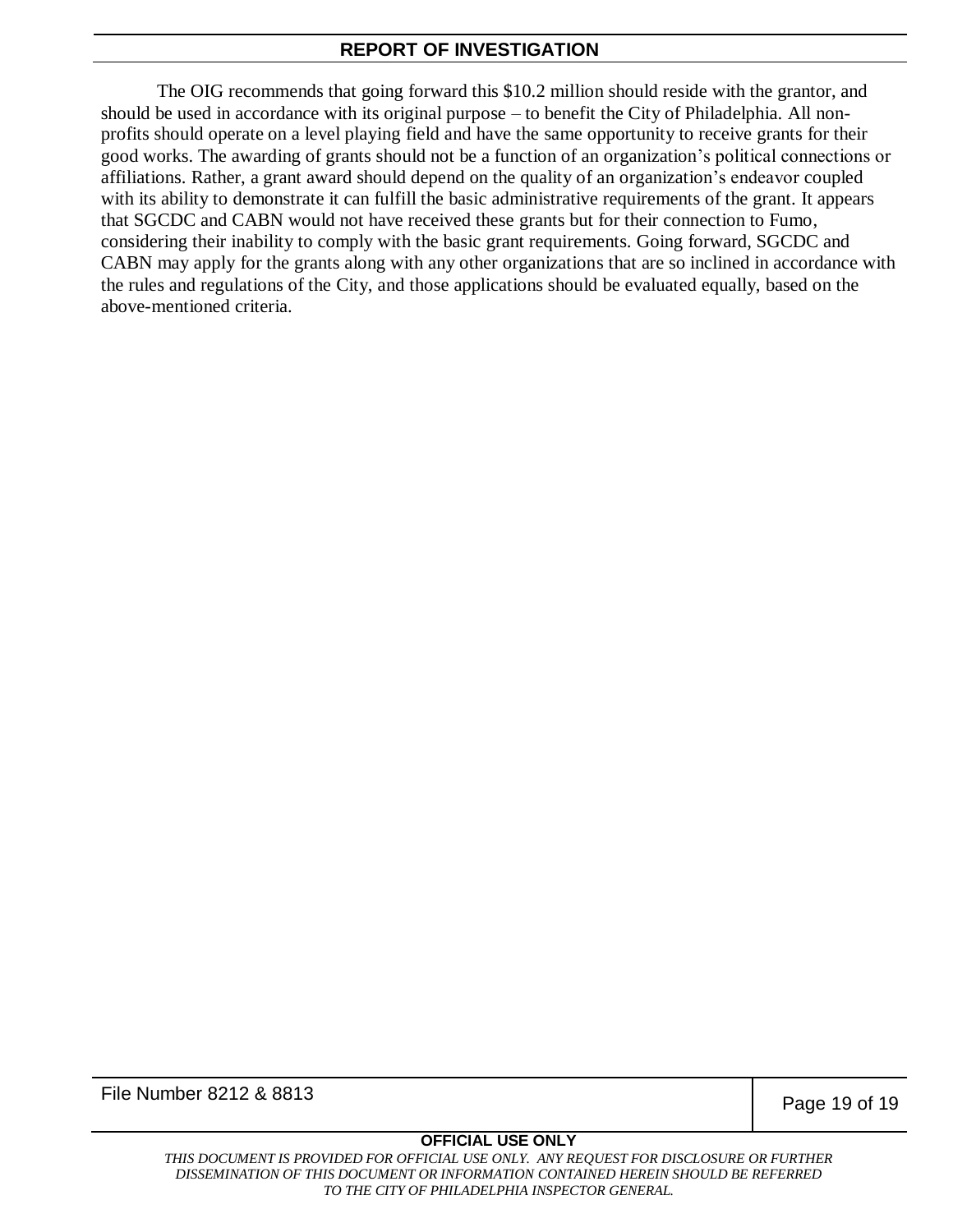The OIG recommends that going forward this $10.2 million should reside with the grantor, and should be used in accordance with its original purpose – to benefit the City of Philadelphia. All non-profits should operate on a level playing field and have the same opportunity to receive grants for their good works. The awarding of grants should not be a function of an organization's political connections or affiliations. Rather, a grant award should depend on the quality of an organization's endeavor coupled with its ability to demonstrate it can fulfill the basic administrative requirements of the grant. It appears that SGCDC and CABN would not have received these grants but for their connection to Fumo, considering their inability to comply with the basic grant requirements. Going forward, SGCDC and CABN may apply for the grants along with any other organizations that are so inclined in accordance with the rules and regulations of the City, and those applications should be evaluated equally, based on the above-mentioned criteria.